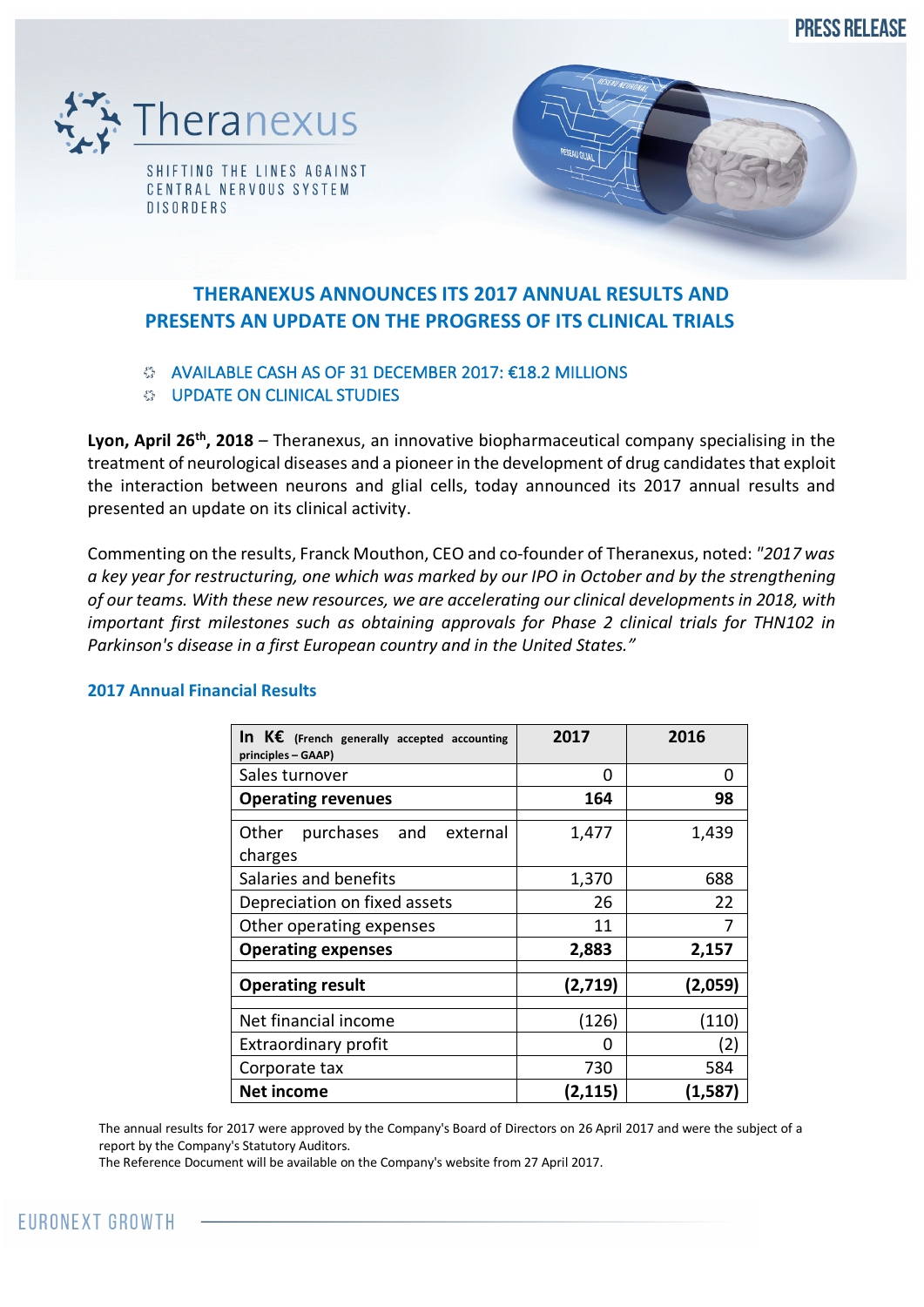PRESS RELEASE

Theranexus

SHIFTING THE LINES AGAINST CENTRAL NERVOUS SYSTEM DISORDERS

# THERANEXUS ANNOUNCES ITS 2017 ANNUAL RESULTS AND PRESENTS AN UPDATE ON THE PROGRESS OF ITS CLINICAL TRIALS

- AVAILABLE CASH AS OF 31 DECEMBER 2017: €18.2 MILLIONS
- UPDATE ON CLINICAL STUDIES

**Lyon, April 26th, 2018** – Theranexus, an innovative biopharmaceutical company specialising in the treatment of neurological diseases and a pioneer in the development of drug candidates that exploit the interaction between neurons and glial cells, today announced its 2017 annual results and presented an update on its clinical activity.

Commenting on the results, Franck Mouthon, CEO and co-founder of Theranexus, noted: *"2017 was a key year for restructuring, one which was marked by our IPO in October and by the strengthening of our teams. With these new resources, we are accelerating our clinical developments in 2018, with important first milestones such as obtaining approvals for Phase 2 clinical trials for THN102 in Parkinson's disease in a first European country and in the United States."*

## 2017 Annual Financial Results

| In K€ (French generally accepted accounting principles – GAAP) | 2017 | 2016 |
|---|---|---|
| Sales turnover | 0 | 0 |
| **Operating revenues** | **164** | **98** |
| Other purchases and external charges | 1,477 | 1,439 |
| Salaries and benefits | 1,370 | 688 |
| Depreciation on fixed assets | 26 | 22 |
| Other operating expenses | 11 | 7 |
| **Operating expenses** | **2,883** | **2,157** |
| **Operating result** | **(2,719)** | **(2,059)** |
| Net financial income | (126) | (110) |
| Extraordinary profit | 0 | (2) |
| Corporate tax | 730 | 584 |
| **Net income** | **(2,115)** | **(1,587)** |

The annual results for 2017 were approved by the Company's Board of Directors on 26 April 2017 and were the subject of a report by the Company's Statutory Auditors.
The Reference Document will be available on the Company's website from 27 April 2017.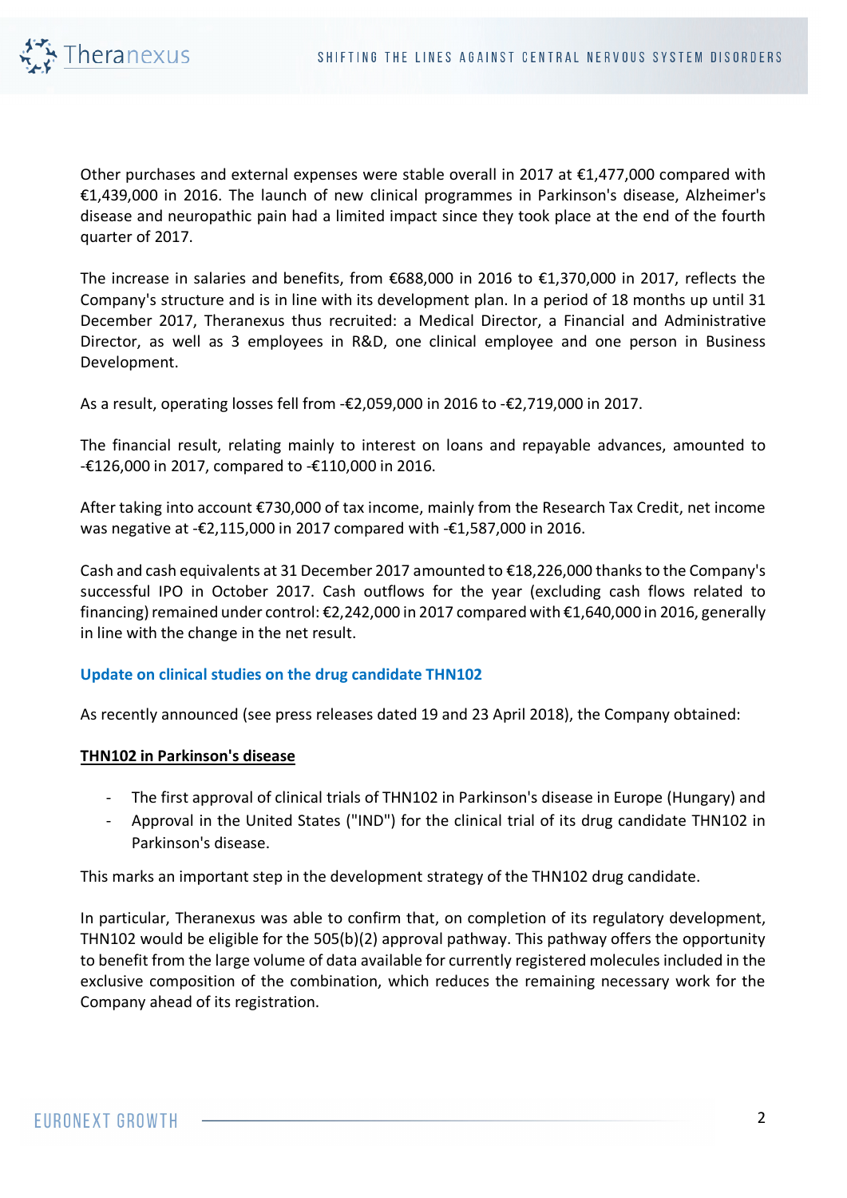Other purchases and external expenses were stable overall in 2017 at €1,477,000 compared with €1,439,000 in 2016. The launch of new clinical programmes in Parkinson's disease, Alzheimer's disease and neuropathic pain had a limited impact since they took place at the end of the fourth quarter of 2017.

The increase in salaries and benefits, from €688,000 in 2016 to €1,370,000 in 2017, reflects the Company's structure and is in line with its development plan. In a period of 18 months up until 31 December 2017, Theranexus thus recruited: a Medical Director, a Financial and Administrative Director, as well as 3 employees in R&D, one clinical employee and one person in Business Development.

As a result, operating losses fell from -€2,059,000 in 2016 to -€2,719,000 in 2017.

The financial result, relating mainly to interest on loans and repayable advances, amounted to -€126,000 in 2017, compared to -€110,000 in 2016.

After taking into account €730,000 of tax income, mainly from the Research Tax Credit, net income was negative at -€2,115,000 in 2017 compared with -€1,587,000 in 2016.

Cash and cash equivalents at 31 December 2017 amounted to €18,226,000 thanks to the Company's successful IPO in October 2017. Cash outflows for the year (excluding cash flows related to financing) remained under control: €2,242,000 in 2017 compared with €1,640,000 in 2016, generally in line with the change in the net result.

## Update on clinical studies on the drug candidate THN102

As recently announced (see press releases dated 19 and 23 April 2018), the Company obtained:

### THN102 in Parkinson's disease

- The first approval of clinical trials of THN102 in Parkinson's disease in Europe (Hungary) and
- Approval in the United States ("IND") for the clinical trial of its drug candidate THN102 in Parkinson's disease.

This marks an important step in the development strategy of the THN102 drug candidate.

In particular, Theranexus was able to confirm that, on completion of its regulatory development, THN102 would be eligible for the 505(b)(2) approval pathway. This pathway offers the opportunity to benefit from the large volume of data available for currently registered molecules included in the exclusive composition of the combination, which reduces the remaining necessary work for the Company ahead of its registration.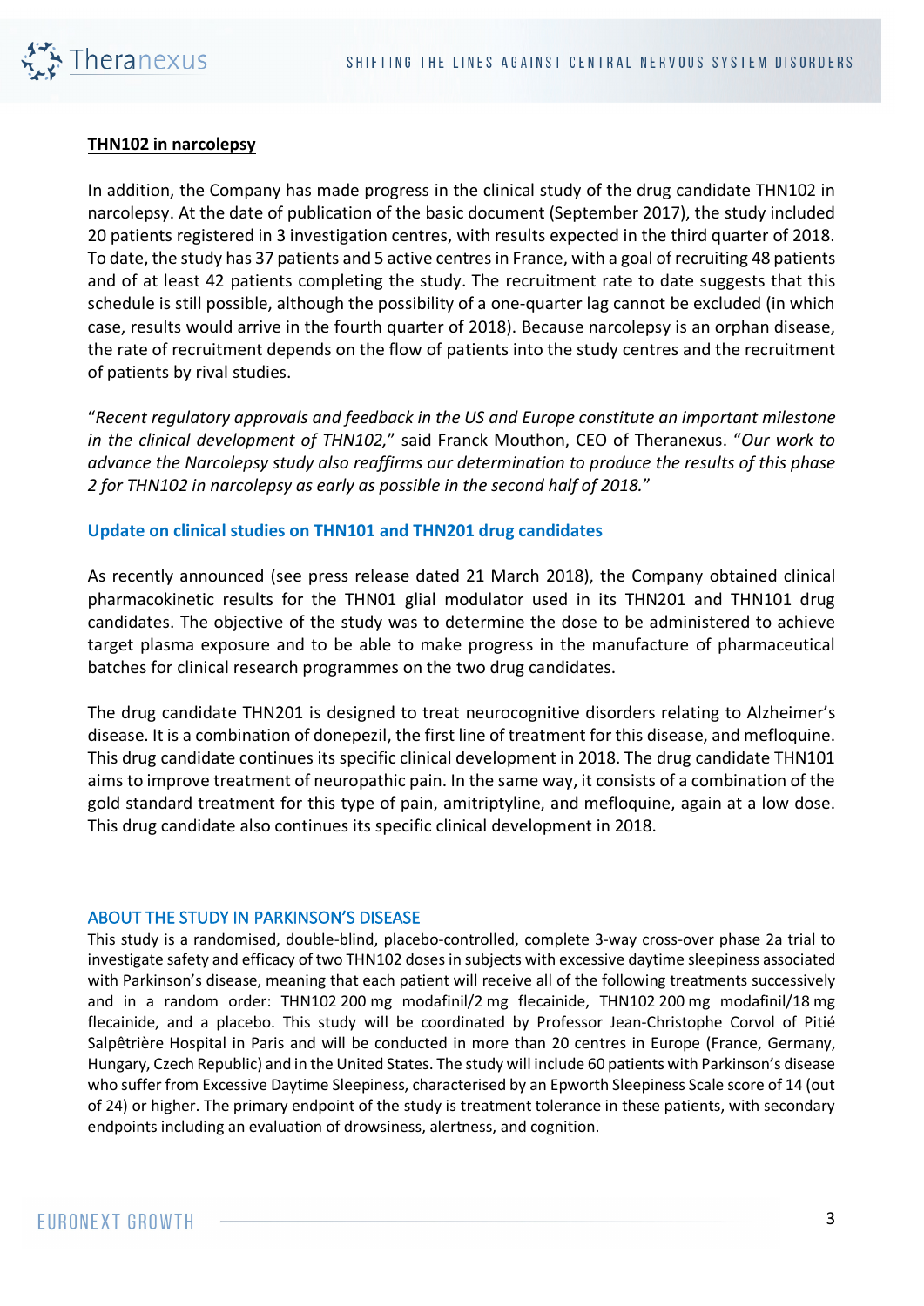**THN102 in narcolepsy**

In addition, the Company has made progress in the clinical study of the drug candidate THN102 in narcolepsy. At the date of publication of the basic document (September 2017), the study included 20 patients registered in 3 investigation centres, with results expected in the third quarter of 2018. To date, the study has 37 patients and 5 active centres in France, with a goal of recruiting 48 patients and of at least 42 patients completing the study. The recruitment rate to date suggests that this schedule is still possible, although the possibility of a one-quarter lag cannot be excluded (in which case, results would arrive in the fourth quarter of 2018). Because narcolepsy is an orphan disease, the rate of recruitment depends on the flow of patients into the study centres and the recruitment of patients by rival studies.

"*Recent regulatory approvals and feedback in the US and Europe constitute an important milestone in the clinical development of THN102,*" said Franck Mouthon, CEO of Theranexus. "*Our work to advance the Narcolepsy study also reaffirms our determination to produce the results of this phase 2 for THN102 in narcolepsy as early as possible in the second half of 2018.*"

## Update on clinical studies on THN101 and THN201 drug candidates

As recently announced (see press release dated 21 March 2018), the Company obtained clinical pharmacokinetic results for the THN01 glial modulator used in its THN201 and THN101 drug candidates. The objective of the study was to determine the dose to be administered to achieve target plasma exposure and to be able to make progress in the manufacture of pharmaceutical batches for clinical research programmes on the two drug candidates.

The drug candidate THN201 is designed to treat neurocognitive disorders relating to Alzheimer's disease. It is a combination of donepezil, the first line of treatment for this disease, and mefloquine. This drug candidate continues its specific clinical development in 2018. The drug candidate THN101 aims to improve treatment of neuropathic pain. In the same way, it consists of a combination of the gold standard treatment for this type of pain, amitriptyline, and mefloquine, again at a low dose. This drug candidate also continues its specific clinical development in 2018.

### ABOUT THE STUDY IN PARKINSON'S DISEASE

This study is a randomised, double-blind, placebo-controlled, complete 3-way cross-over phase 2a trial to investigate safety and efficacy of two THN102 doses in subjects with excessive daytime sleepiness associated with Parkinson's disease, meaning that each patient will receive all of the following treatments successively and in a random order: THN102 200 mg modafinil/2 mg flecainide, THN102 200 mg modafinil/18 mg flecainide, and a placebo. This study will be coordinated by Professor Jean-Christophe Corvol of Pitié Salpêtrière Hospital in Paris and will be conducted in more than 20 centres in Europe (France, Germany, Hungary, Czech Republic) and in the United States. The study will include 60 patients with Parkinson's disease who suffer from Excessive Daytime Sleepiness, characterised by an Epworth Sleepiness Scale score of 14 (out of 24) or higher. The primary endpoint of the study is treatment tolerance in these patients, with secondary endpoints including an evaluation of drowsiness, alertness, and cognition.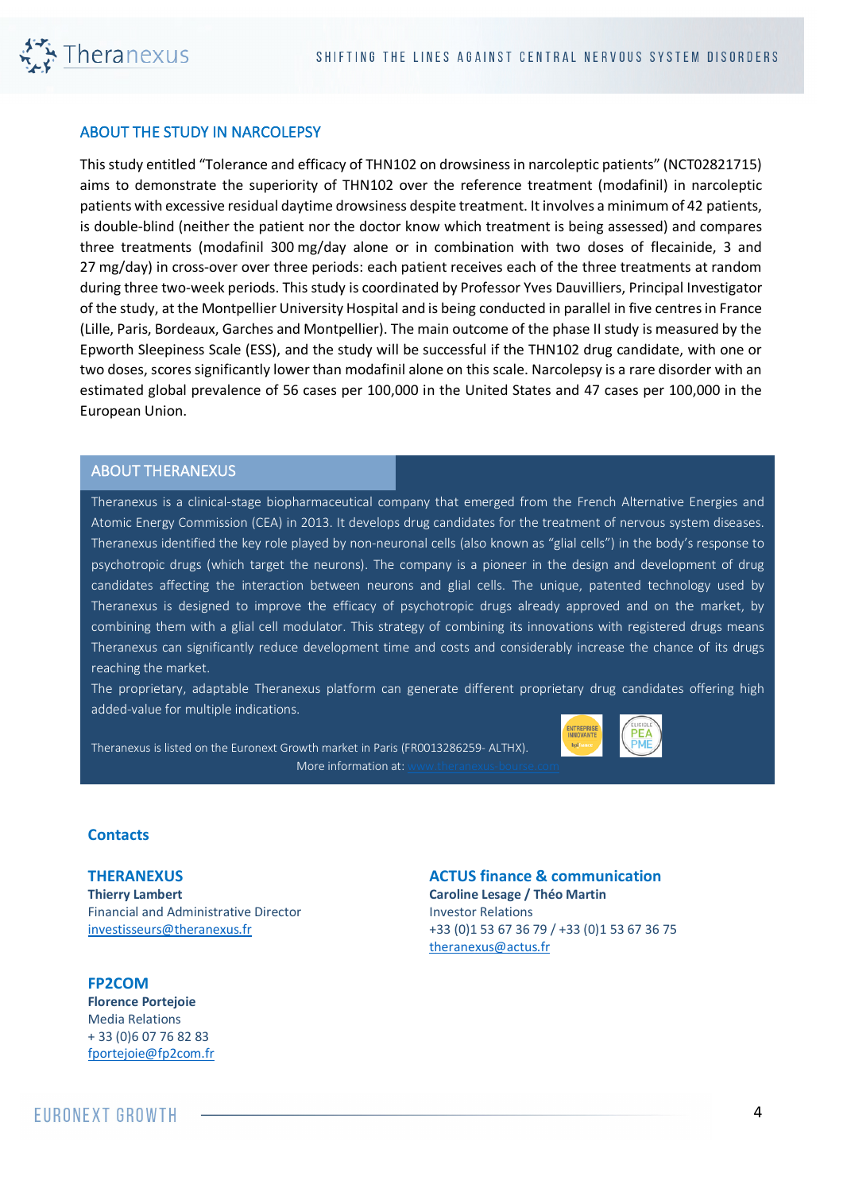## ABOUT THE STUDY IN NARCOLEPSY

This study entitled "Tolerance and efficacy of THN102 on drowsiness in narcoleptic patients" (NCT02821715) aims to demonstrate the superiority of THN102 over the reference treatment (modafinil) in narcoleptic patients with excessive residual daytime drowsiness despite treatment. It involves a minimum of 42 patients, is double-blind (neither the patient nor the doctor know which treatment is being assessed) and compares three treatments (modafinil 300 mg/day alone or in combination with two doses of flecainide, 3 and 27 mg/day) in cross-over over three periods: each patient receives each of the three treatments at random during three two-week periods. This study is coordinated by Professor Yves Dauvilliers, Principal Investigator of the study, at the Montpellier University Hospital and is being conducted in parallel in five centres in France (Lille, Paris, Bordeaux, Garches and Montpellier). The main outcome of the phase II study is measured by the Epworth Sleepiness Scale (ESS), and the study will be successful if the THN102 drug candidate, with one or two doses, scores significantly lower than modafinil alone on this scale. Narcolepsy is a rare disorder with an estimated global prevalence of 56 cases per 100,000 in the United States and 47 cases per 100,000 in the European Union.

## ABOUT THERANEXUS

Theranexus is a clinical-stage biopharmaceutical company that emerged from the French Alternative Energies and Atomic Energy Commission (CEA) in 2013. It develops drug candidates for the treatment of nervous system diseases. Theranexus identified the key role played by non-neuronal cells (also known as "glial cells") in the body's response to psychotropic drugs (which target the neurons). The company is a pioneer in the design and development of drug candidates affecting the interaction between neurons and glial cells. The unique, patented technology used by Theranexus is designed to improve the efficacy of psychotropic drugs already approved and on the market, by combining them with a glial cell modulator. This strategy of combining its innovations with registered drugs means Theranexus can significantly reduce development time and costs and considerably increase the chance of its drugs reaching the market.

The proprietary, adaptable Theranexus platform can generate different proprietary drug candidates offering high added-value for multiple indications.

Theranexus is listed on the Euronext Growth market in Paris (FR0013286259- ALTHX).

More information at: www.theranexus-bourse.com

### Contacts

**THERANEXUS**
**Thierry Lambert**
Financial and Administrative Director
investisseurs@theranexus.fr

**ACTUS finance & communication**
**Caroline Lesage / Théo Martin**
Investor Relations
+33 (0)1 53 67 36 79 / +33 (0)1 53 67 36 75
theranexus@actus.fr

**FP2COM**
**Florence Portejoie**
Media Relations
+ 33 (0)6 07 76 82 83
fportejoie@fp2com.fr